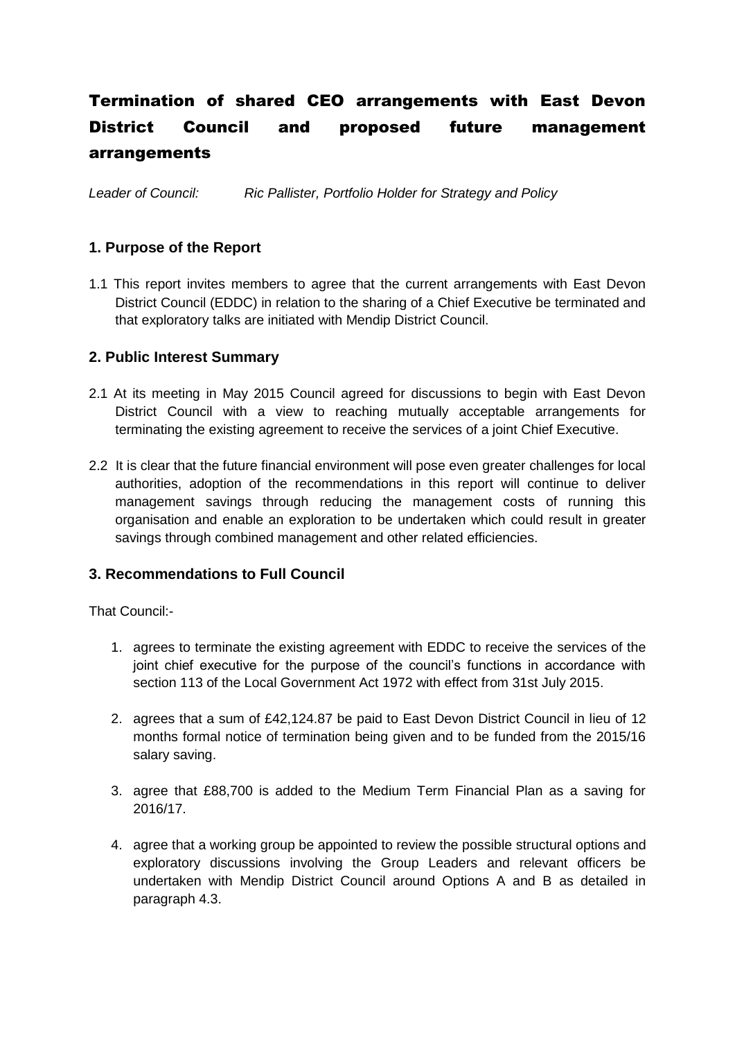# Termination of shared CEO arrangements with East Devon District Council and proposed future management arrangements

*Leader of Council: Ric Pallister, Portfolio Holder for Strategy and Policy*

## 1. Purpose of the Report

1.1 This report invites members to agree that the current arrangements with East Devon District Council (EDDC) in relation to the sharing of a Chief Executive be terminated and that exploratory talks are initiated with Mendip District Council.

## 2. Public Interest Summary

2.1 At its meeting in May 2015 Council agreed for discussions to begin with East Devon District Council with a view to reaching mutually acceptable arrangements for terminating the existing agreement to receive the services of a joint Chief Executive.

2.2 It is clear that the future financial environment will pose even greater challenges for local authorities, adoption of the recommendations in this report will continue to deliver management savings through reducing the management costs of running this organisation and enable an exploration to be undertaken which could result in greater savings through combined management and other related efficiencies.

## 3. Recommendations to Full Council

That Council:-

1. agrees to terminate the existing agreement with EDDC to receive the services of the joint chief executive for the purpose of the council's functions in accordance with section 113 of the Local Government Act 1972 with effect from 31st July 2015.

2. agrees that a sum of £42,124.87 be paid to East Devon District Council in lieu of 12 months formal notice of termination being given and to be funded from the 2015/16 salary saving.

3. agree that £88,700 is added to the Medium Term Financial Plan as a saving for 2016/17.

4. agree that a working group be appointed to review the possible structural options and exploratory discussions involving the Group Leaders and relevant officers be undertaken with Mendip District Council around Options A and B as detailed in paragraph 4.3.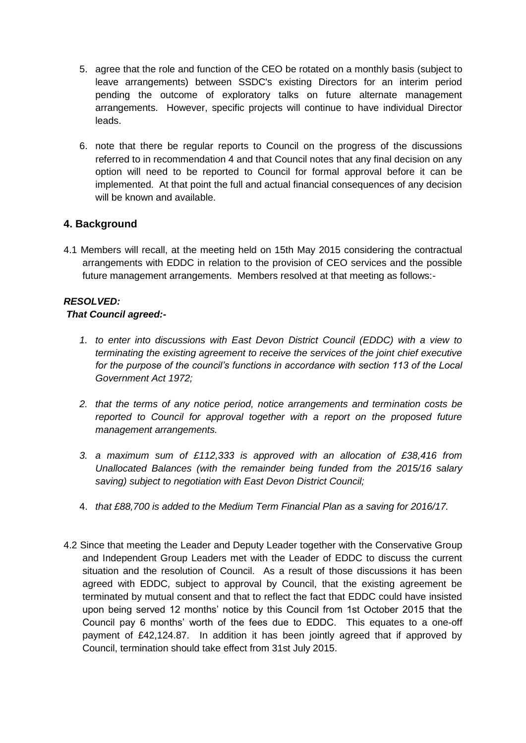5. agree that the role and function of the CEO be rotated on a monthly basis (subject to leave arrangements) between SSDC's existing Directors for an interim period pending the outcome of exploratory talks on future alternate management arrangements. However, specific projects will continue to have individual Director leads.

6. note that there be regular reports to Council on the progress of the discussions referred to in recommendation 4 and that Council notes that any final decision on any option will need to be reported to Council for formal approval before it can be implemented. At that point the full and actual financial consequences of any decision will be known and available.

## 4. Background

4.1 Members will recall, at the meeting held on 15th May 2015 considering the contractual arrangements with EDDC in relation to the provision of CEO services and the possible future management arrangements. Members resolved at that meeting as follows:-

***RESOLVED:***
***That Council agreed:-***

1. *to enter into discussions with East Devon District Council (EDDC) with a view to terminating the existing agreement to receive the services of the joint chief executive for the purpose of the council's functions in accordance with section 113 of the Local Government Act 1972;*

2. *that the terms of any notice period, notice arrangements and termination costs be reported to Council for approval together with a report on the proposed future management arrangements.*

3. *a maximum sum of £112,333 is approved with an allocation of £38,416 from Unallocated Balances (with the remainder being funded from the 2015/16 salary saving) subject to negotiation with East Devon District Council;*

4. *that £88,700 is added to the Medium Term Financial Plan as a saving for 2016/17.*

4.2 Since that meeting the Leader and Deputy Leader together with the Conservative Group and Independent Group Leaders met with the Leader of EDDC to discuss the current situation and the resolution of Council. As a result of those discussions it has been agreed with EDDC, subject to approval by Council, that the existing agreement be terminated by mutual consent and that to reflect the fact that EDDC could have insisted upon being served 12 months' notice by this Council from 1st October 2015 that the Council pay 6 months' worth of the fees due to EDDC. This equates to a one-off payment of £42,124.87. In addition it has been jointly agreed that if approved by Council, termination should take effect from 31st July 2015.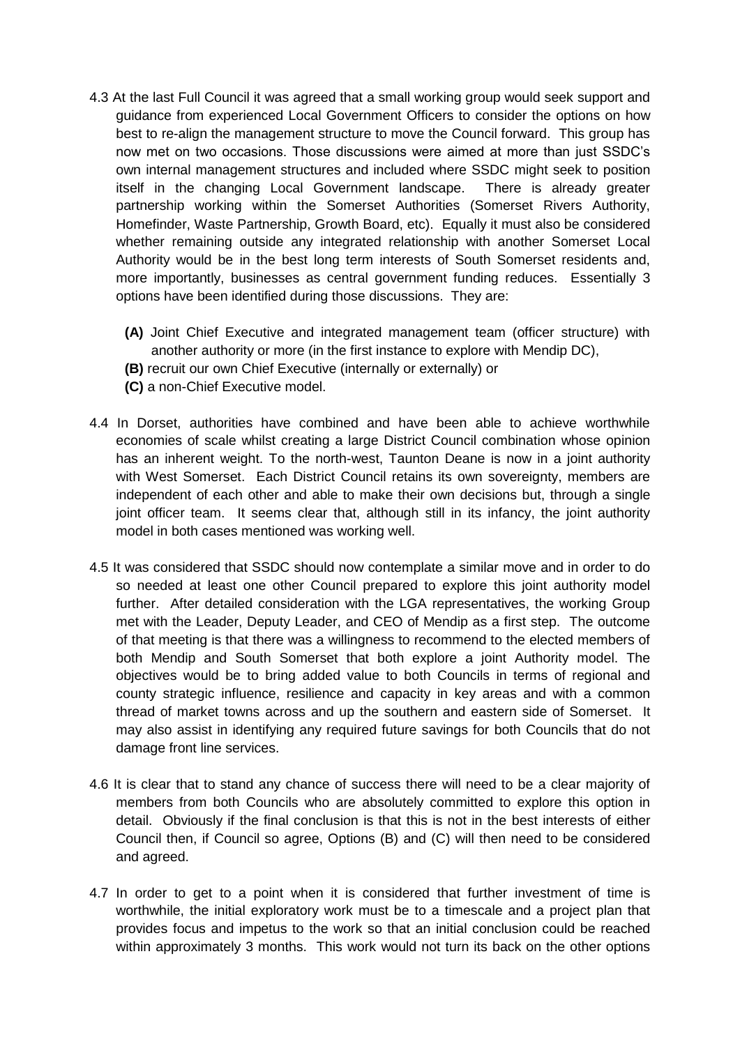4.3 At the last Full Council it was agreed that a small working group would seek support and guidance from experienced Local Government Officers to consider the options on how best to re-align the management structure to move the Council forward. This group has now met on two occasions. Those discussions were aimed at more than just SSDC's own internal management structures and included where SSDC might seek to position itself in the changing Local Government landscape. There is already greater partnership working within the Somerset Authorities (Somerset Rivers Authority, Homefinder, Waste Partnership, Growth Board, etc). Equally it must also be considered whether remaining outside any integrated relationship with another Somerset Local Authority would be in the best long term interests of South Somerset residents and, more importantly, businesses as central government funding reduces. Essentially 3 options have been identified during those discussions. They are:

- **(A)** Joint Chief Executive and integrated management team (officer structure) with another authority or more (in the first instance to explore with Mendip DC),
- **(B)** recruit our own Chief Executive (internally or externally) or
- **(C)** a non-Chief Executive model.

4.4 In Dorset, authorities have combined and have been able to achieve worthwhile economies of scale whilst creating a large District Council combination whose opinion has an inherent weight. To the north-west, Taunton Deane is now in a joint authority with West Somerset. Each District Council retains its own sovereignty, members are independent of each other and able to make their own decisions but, through a single joint officer team. It seems clear that, although still in its infancy, the joint authority model in both cases mentioned was working well.

4.5 It was considered that SSDC should now contemplate a similar move and in order to do so needed at least one other Council prepared to explore this joint authority model further. After detailed consideration with the LGA representatives, the working Group met with the Leader, Deputy Leader, and CEO of Mendip as a first step. The outcome of that meeting is that there was a willingness to recommend to the elected members of both Mendip and South Somerset that both explore a joint Authority model. The objectives would be to bring added value to both Councils in terms of regional and county strategic influence, resilience and capacity in key areas and with a common thread of market towns across and up the southern and eastern side of Somerset. It may also assist in identifying any required future savings for both Councils that do not damage front line services.

4.6 It is clear that to stand any chance of success there will need to be a clear majority of members from both Councils who are absolutely committed to explore this option in detail. Obviously if the final conclusion is that this is not in the best interests of either Council then, if Council so agree, Options (B) and (C) will then need to be considered and agreed.

4.7 In order to get to a point when it is considered that further investment of time is worthwhile, the initial exploratory work must be to a timescale and a project plan that provides focus and impetus to the work so that an initial conclusion could be reached within approximately 3 months. This work would not turn its back on the other options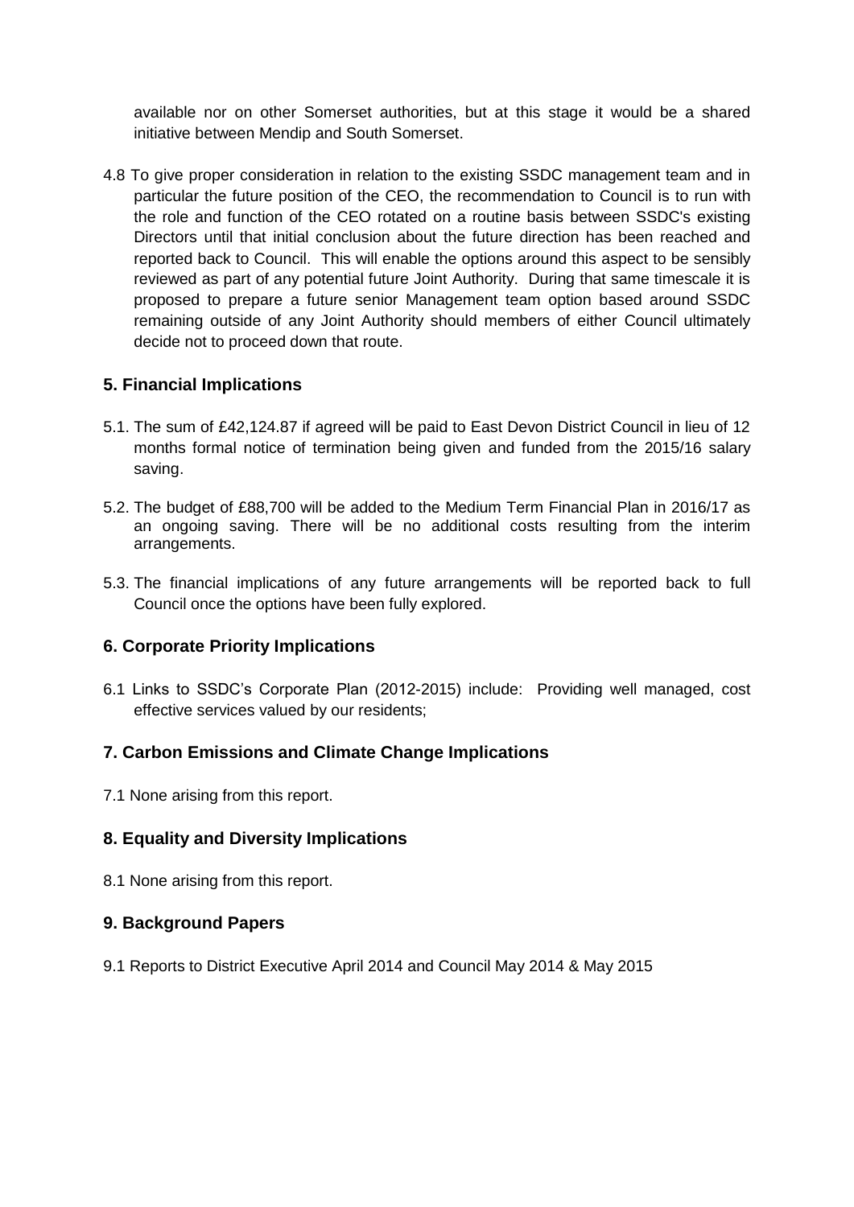available nor on other Somerset authorities, but at this stage it would be a shared initiative between Mendip and South Somerset.

4.8 To give proper consideration in relation to the existing SSDC management team and in particular the future position of the CEO, the recommendation to Council is to run with the role and function of the CEO rotated on a routine basis between SSDC's existing Directors until that initial conclusion about the future direction has been reached and reported back to Council. This will enable the options around this aspect to be sensibly reviewed as part of any potential future Joint Authority. During that same timescale it is proposed to prepare a future senior Management team option based around SSDC remaining outside of any Joint Authority should members of either Council ultimately decide not to proceed down that route.

## 5. Financial Implications

5.1. The sum of £42,124.87 if agreed will be paid to East Devon District Council in lieu of 12 months formal notice of termination being given and funded from the 2015/16 salary saving.

5.2. The budget of £88,700 will be added to the Medium Term Financial Plan in 2016/17 as an ongoing saving. There will be no additional costs resulting from the interim arrangements.

5.3. The financial implications of any future arrangements will be reported back to full Council once the options have been fully explored.

## 6. Corporate Priority Implications

6.1 Links to SSDC's Corporate Plan (2012-2015) include: Providing well managed, cost effective services valued by our residents;

## 7. Carbon Emissions and Climate Change Implications

7.1 None arising from this report.

## 8. Equality and Diversity Implications

8.1 None arising from this report.

## 9. Background Papers

9.1 Reports to District Executive April 2014 and Council May 2014 & May 2015